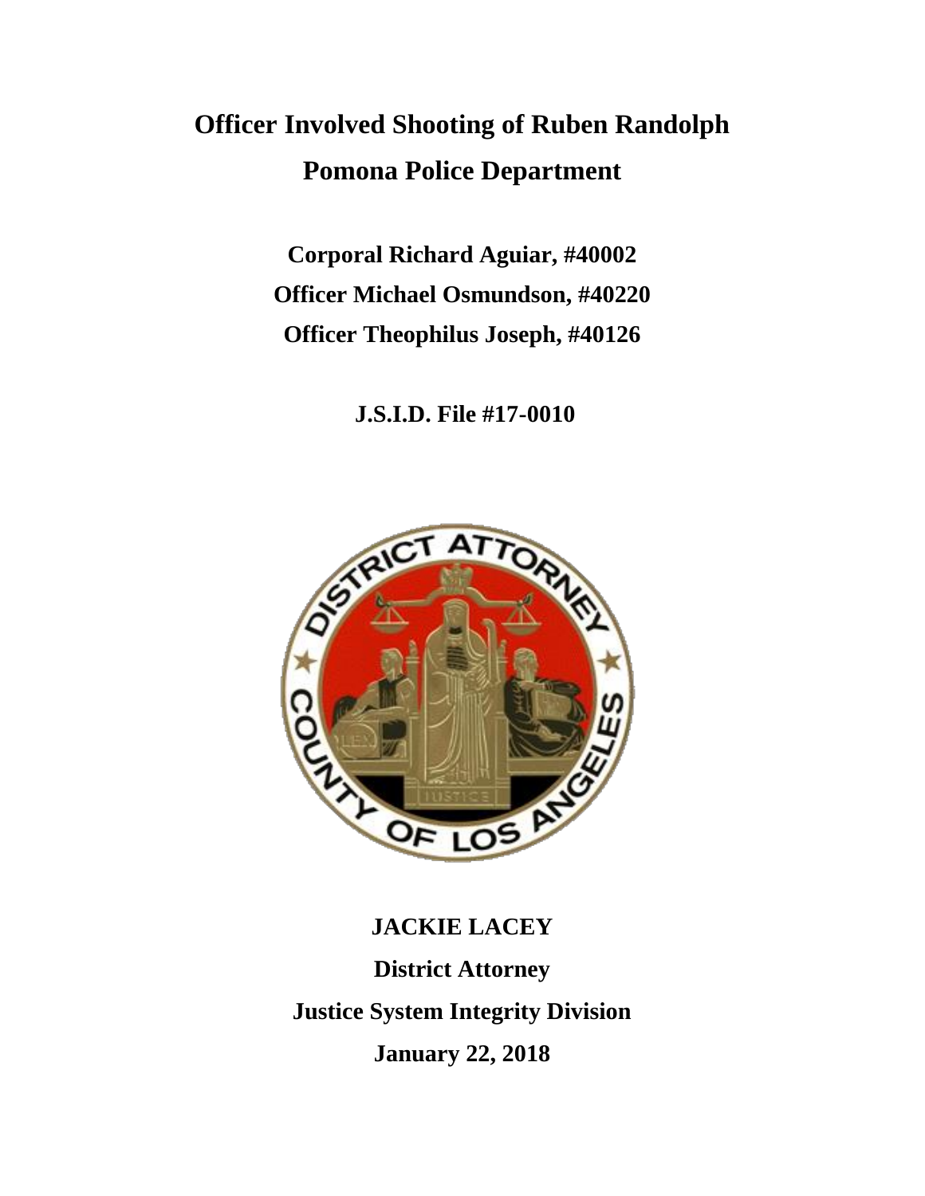# Officer Involved Shooting of Ruben Randolph

# Pomona Police Department

**Corporal Richard Aguiar, #40002**

**Officer Michael Osmundson, #40220**

**Officer Theophilus Joseph, #40126**

**J.S.I.D. File #17-0010**

**JACKIE LACEY**

**District Attorney**

**Justice System Integrity Division**

**January 22, 2018**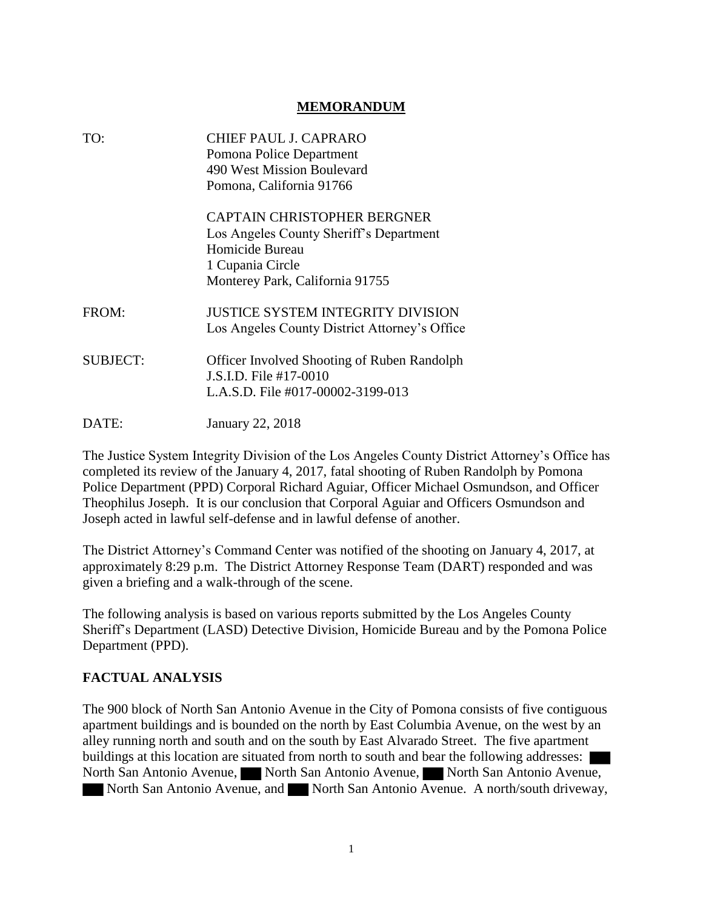# MEMORANDUM

TO: CHIEF PAUL J. CAPRARO
Pomona Police Department
490 West Mission Boulevard
Pomona, California 91766

CAPTAIN CHRISTOPHER BERGNER
Los Angeles County Sheriff's Department
Homicide Bureau
1 Cupania Circle
Monterey Park, California 91755

FROM: JUSTICE SYSTEM INTEGRITY DIVISION
Los Angeles County District Attorney's Office

SUBJECT: Officer Involved Shooting of Ruben Randolph
J.S.I.D. File #17-0010
L.A.S.D. File #017-00002-3199-013

DATE: January 22, 2018

The Justice System Integrity Division of the Los Angeles County District Attorney's Office has completed its review of the January 4, 2017, fatal shooting of Ruben Randolph by Pomona Police Department (PPD) Corporal Richard Aguiar, Officer Michael Osmundson, and Officer Theophilus Joseph. It is our conclusion that Corporal Aguiar and Officers Osmundson and Joseph acted in lawful self-defense and in lawful defense of another.

The District Attorney's Command Center was notified of the shooting on January 4, 2017, at approximately 8:29 p.m. The District Attorney Response Team (DART) responded and was given a briefing and a walk-through of the scene.

The following analysis is based on various reports submitted by the Los Angeles County Sheriff's Department (LASD) Detective Division, Homicide Bureau and by the Pomona Police Department (PPD).

## FACTUAL ANALYSIS

The 900 block of North San Antonio Avenue in the City of Pomona consists of five contiguous apartment buildings and is bounded on the north by East Columbia Avenue, on the west by an alley running north and south and on the south by East Alvarado Street. The five apartment buildings at this location are situated from north to south and bear the following addresses: ███ North San Antonio Avenue, ███ North San Antonio Avenue, ███ North San Antonio Avenue, ███ North San Antonio Avenue, and ███ North San Antonio Avenue. A north/south driveway,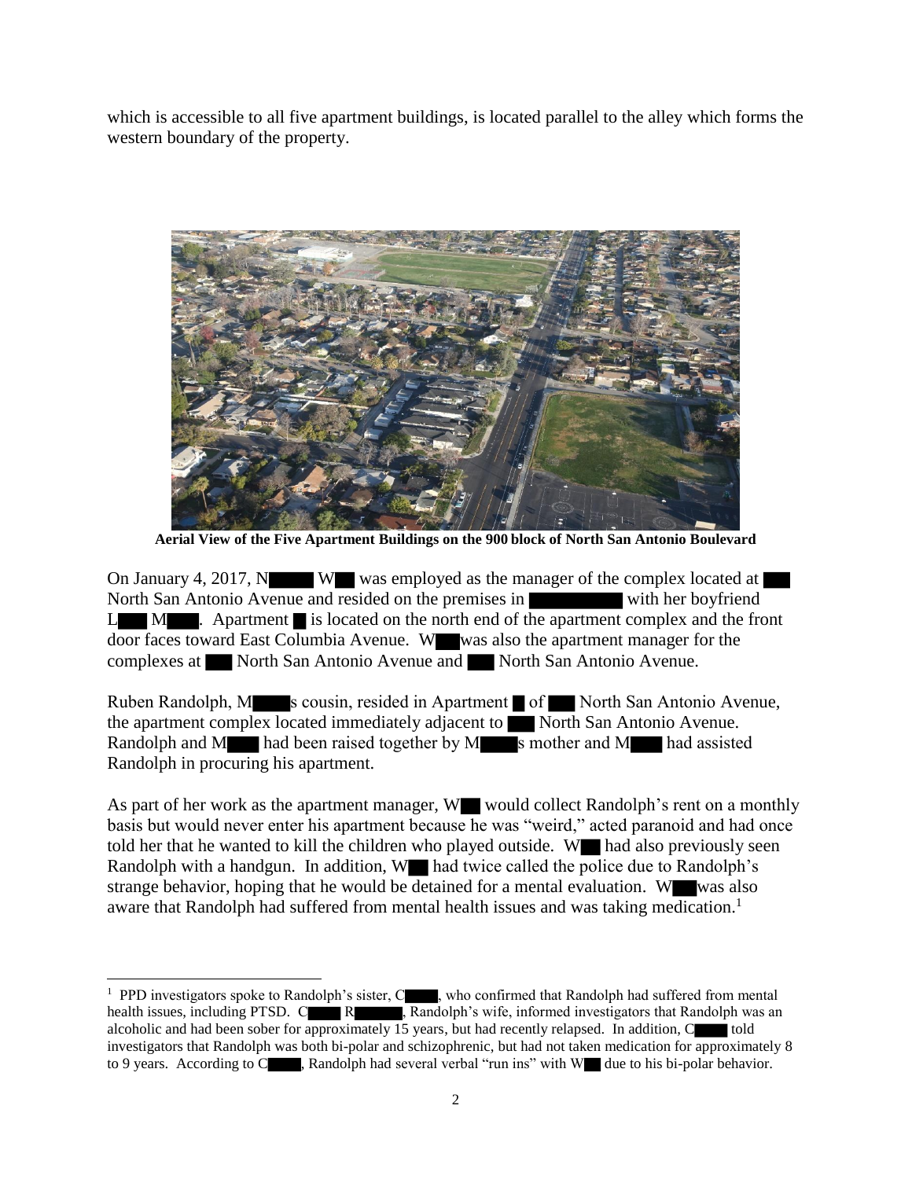which is accessible to all five apartment buildings, is located parallel to the alley which forms the western boundary of the property.

**Aerial View of the Five Apartment Buildings on the 900 block of North San Antonio Boulevard**

On January 4, 2017, N█████ W██ was employed as the manager of the complex located at ███ North San Antonio Avenue and resided on the premises in ██████████ with her boyfriend L███ M███. Apartment █ is located on the north end of the apartment complex and the front door faces toward East Columbia Avenue. W███ was also the apartment manager for the complexes at ███ North San Antonio Avenue and ███ North San Antonio Avenue.

Ruben Randolph, M████s cousin, resided in Apartment █ of ███ North San Antonio Avenue, the apartment complex located immediately adjacent to ███ North San Antonio Avenue. Randolph and M███ had been raised together by M████s mother and M███ had assisted Randolph in procuring his apartment.

As part of her work as the apartment manager, W██ would collect Randolph's rent on a monthly basis but would never enter his apartment because he was "weird," acted paranoid and had once told her that he wanted to kill the children who played outside. W██ had also previously seen Randolph with a handgun. In addition, W██ had twice called the police due to Randolph's strange behavior, hoping that he would be detained for a mental evaluation. W███ was also aware that Randolph had suffered from mental health issues and was taking medication.[1]

[1] PPD investigators spoke to Randolph's sister, C████, who confirmed that Randolph had suffered from mental health issues, including PTSD. C████ R█████, Randolph's wife, informed investigators that Randolph was an alcoholic and had been sober for approximately 15 years, but had recently relapsed. In addition, C████ told investigators that Randolph was both bi-polar and schizophrenic, but had not taken medication for approximately 8 to 9 years. According to C████, Randolph had several verbal "run ins" with W██ due to his bi-polar behavior.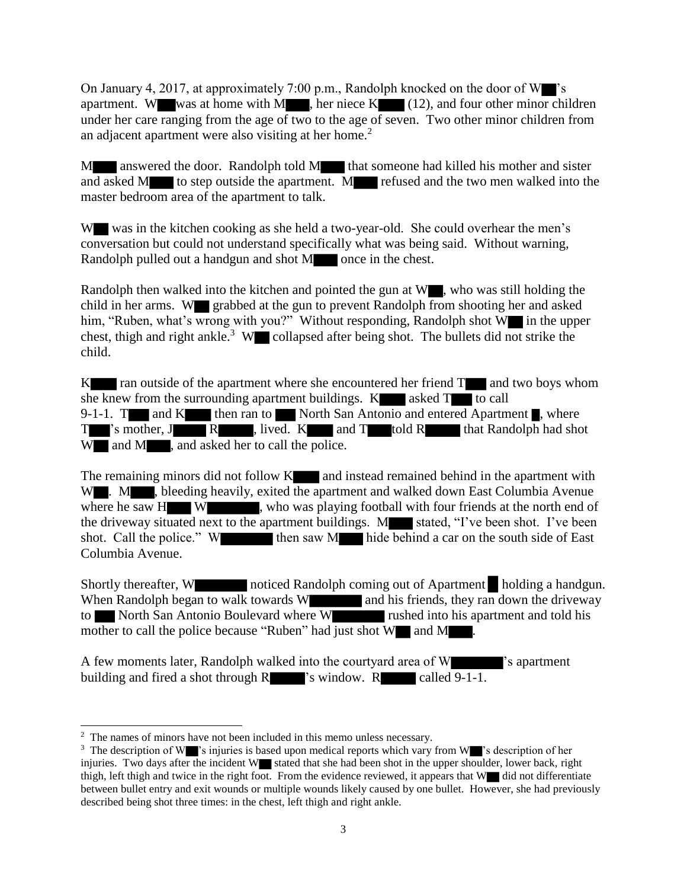On January 4, 2017, at approximately 7:00 p.m., Randolph knocked on the door of W█'s apartment. W█ was at home with M█, her niece K█ (12), and four other minor children under her care ranging from the age of two to the age of seven. Two other minor children from an adjacent apartment were also visiting at her home.[2]

M█ answered the door. Randolph told M█ that someone had killed his mother and sister and asked M█ to step outside the apartment. M█ refused and the two men walked into the master bedroom area of the apartment to talk.

W█ was in the kitchen cooking as she held a two-year-old. She could overhear the men's conversation but could not understand specifically what was being said. Without warning, Randolph pulled out a handgun and shot M█ once in the chest.

Randolph then walked into the kitchen and pointed the gun at W█, who was still holding the child in her arms. W█ grabbed at the gun to prevent Randolph from shooting her and asked him, "Ruben, what's wrong with you?" Without responding, Randolph shot W█ in the upper chest, thigh and right ankle.[3] W█ collapsed after being shot. The bullets did not strike the child.

K█ ran outside of the apartment where she encountered her friend T█ and two boys whom she knew from the surrounding apartment buildings. K█ asked T█ to call 9-1-1. T█ and K█ then ran to █ North San Antonio and entered Apartment █, where T█'s mother, J█ R█, lived. K█ and T█ told R█ that Randolph had shot W█ and M█, and asked her to call the police.

The remaining minors did not follow K█ and instead remained behind in the apartment with W█. M█, bleeding heavily, exited the apartment and walked down East Columbia Avenue where he saw H█ W█, who was playing football with four friends at the north end of the driveway situated next to the apartment buildings. M█ stated, "I've been shot. I've been shot. Call the police." W█ then saw M█ hide behind a car on the south side of East Columbia Avenue.

Shortly thereafter, W█ noticed Randolph coming out of Apartment █ holding a handgun. When Randolph began to walk towards W█ and his friends, they ran down the driveway to █ North San Antonio Boulevard where W█ rushed into his apartment and told his mother to call the police because "Ruben" had just shot W█ and M█.

A few moments later, Randolph walked into the courtyard area of W█'s apartment building and fired a shot through R█'s window. R█ called 9-1-1.

---

[2] The names of minors have not been included in this memo unless necessary.

[3] The description of W█'s injuries is based upon medical reports which vary from W█'s description of her injuries. Two days after the incident W█ stated that she had been shot in the upper shoulder, lower back, right thigh, left thigh and twice in the right foot. From the evidence reviewed, it appears that W█ did not differentiate between bullet entry and exit wounds or multiple wounds likely caused by one bullet. However, she had previously described being shot three times: in the chest, left thigh and right ankle.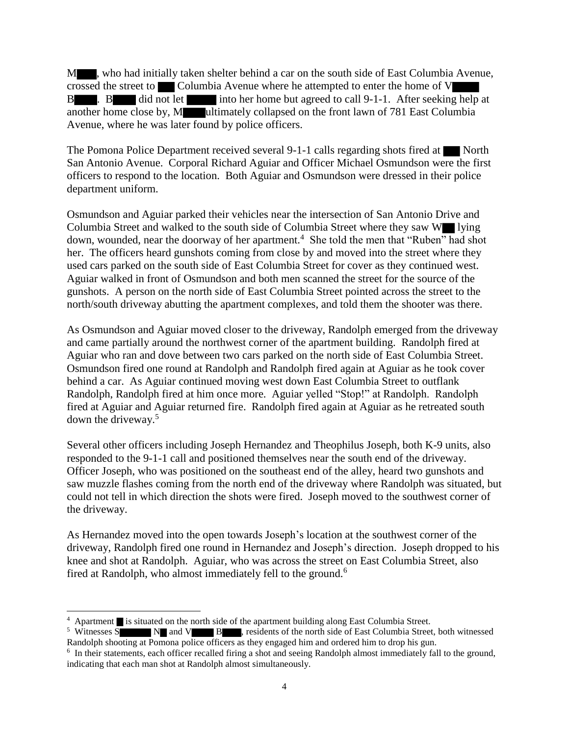M████, who had initially taken shelter behind a car on the south side of East Columbia Avenue, crossed the street to ███ Columbia Avenue where he attempted to enter the home of V████ B████. B████ did not let █████ into her home but agreed to call 9-1-1. After seeking help at another home close by, M████ ultimately collapsed on the front lawn of 781 East Columbia Avenue, where he was later found by police officers.

The Pomona Police Department received several 9-1-1 calls regarding shots fired at ███ North San Antonio Avenue. Corporal Richard Aguiar and Officer Michael Osmundson were the first officers to respond to the location. Both Aguiar and Osmundson were dressed in their police department uniform.

Osmundson and Aguiar parked their vehicles near the intersection of San Antonio Drive and Columbia Street and walked to the south side of Columbia Street where they saw W██ lying down, wounded, near the doorway of her apartment.[4] She told the men that "Ruben" had shot her. The officers heard gunshots coming from close by and moved into the street where they used cars parked on the south side of East Columbia Street for cover as they continued west. Aguiar walked in front of Osmundson and both men scanned the street for the source of the gunshots. A person on the north side of East Columbia Street pointed across the street to the north/south driveway abutting the apartment complexes, and told them the shooter was there.

As Osmundson and Aguiar moved closer to the driveway, Randolph emerged from the driveway and came partially around the northwest corner of the apartment building. Randolph fired at Aguiar who ran and dove between two cars parked on the north side of East Columbia Street. Osmundson fired one round at Randolph and Randolph fired again at Aguiar as he took cover behind a car. As Aguiar continued moving west down East Columbia Street to outflank Randolph, Randolph fired at him once more. Aguiar yelled "Stop!" at Randolph. Randolph fired at Aguiar and Aguiar returned fire. Randolph fired again at Aguiar as he retreated south down the driveway.[5]

Several other officers including Joseph Hernandez and Theophilus Joseph, both K-9 units, also responded to the 9-1-1 call and positioned themselves near the south end of the driveway. Officer Joseph, who was positioned on the southeast end of the alley, heard two gunshots and saw muzzle flashes coming from the north end of the driveway where Randolph was situated, but could not tell in which direction the shots were fired. Joseph moved to the southwest corner of the driveway.

As Hernandez moved into the open towards Joseph's location at the southwest corner of the driveway, Randolph fired one round in Hernandez and Joseph's direction. Joseph dropped to his knee and shot at Randolph. Aguiar, who was across the street on East Columbia Street, also fired at Randolph, who almost immediately fell to the ground.[6]

---

[4] Apartment █ is situated on the north side of the apartment building along East Columbia Street.

[5] Witnesses S██████ N██ and V█████ B████, residents of the north side of East Columbia Street, both witnessed Randolph shooting at Pomona police officers as they engaged him and ordered him to drop his gun.

[6] In their statements, each officer recalled firing a shot and seeing Randolph almost immediately fall to the ground, indicating that each man shot at Randolph almost simultaneously.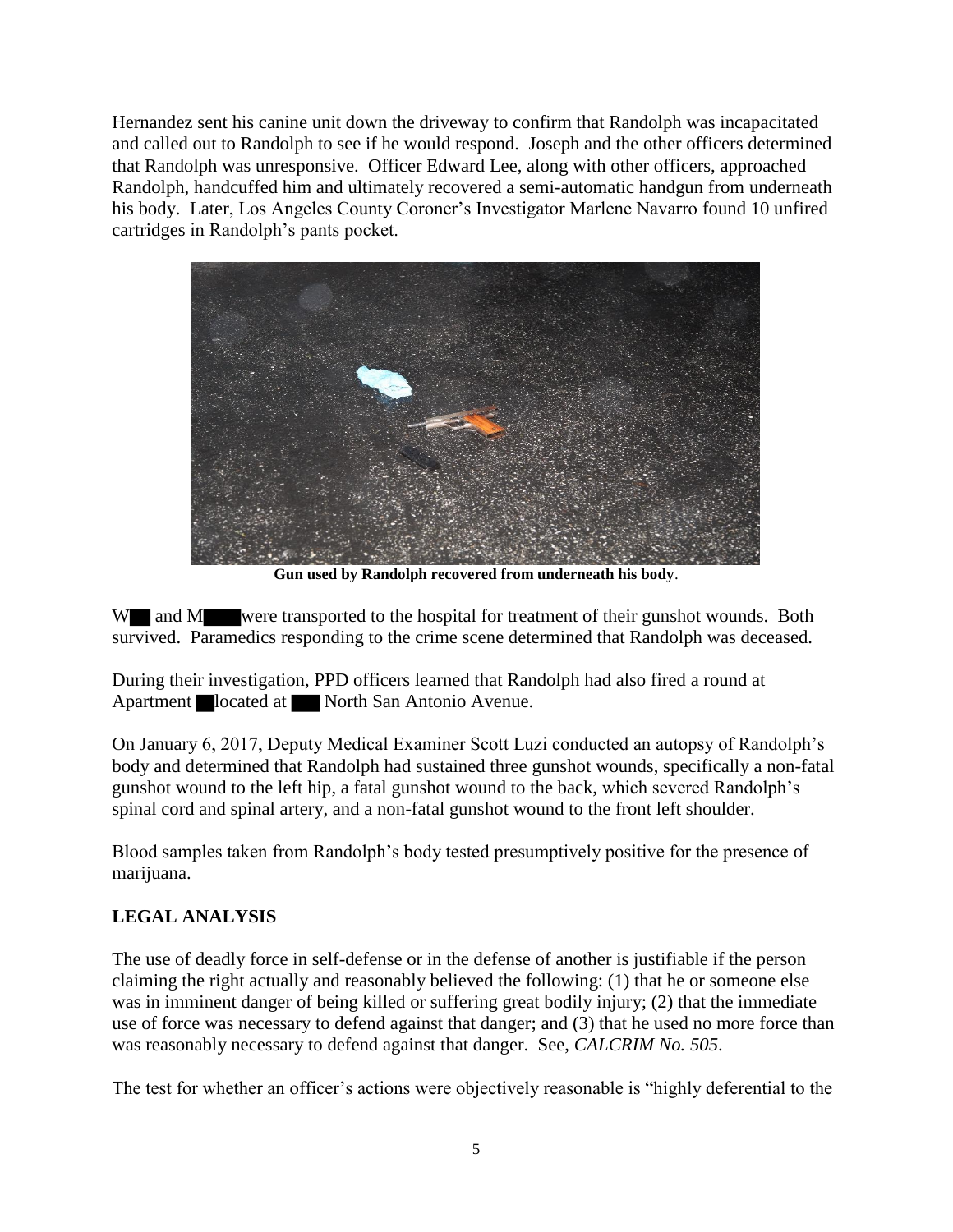Hernandez sent his canine unit down the driveway to confirm that Randolph was incapacitated and called out to Randolph to see if he would respond. Joseph and the other officers determined that Randolph was unresponsive. Officer Edward Lee, along with other officers, approached Randolph, handcuffed him and ultimately recovered a semi-automatic handgun from underneath his body. Later, Los Angeles County Coroner's Investigator Marlene Navarro found 10 unfired cartridges in Randolph's pants pocket.

**Gun used by Randolph recovered from underneath his body**.

W█ and M███ were transported to the hospital for treatment of their gunshot wounds. Both survived. Paramedics responding to the crime scene determined that Randolph was deceased.

During their investigation, PPD officers learned that Randolph had also fired a round at Apartment █ located at ███ North San Antonio Avenue.

On January 6, 2017, Deputy Medical Examiner Scott Luzi conducted an autopsy of Randolph's body and determined that Randolph had sustained three gunshot wounds, specifically a non-fatal gunshot wound to the left hip, a fatal gunshot wound to the back, which severed Randolph's spinal cord and spinal artery, and a non-fatal gunshot wound to the front left shoulder.

Blood samples taken from Randolph's body tested presumptively positive for the presence of marijuana.

## LEGAL ANALYSIS

The use of deadly force in self-defense or in the defense of another is justifiable if the person claiming the right actually and reasonably believed the following: (1) that he or someone else was in imminent danger of being killed or suffering great bodily injury; (2) that the immediate use of force was necessary to defend against that danger; and (3) that he used no more force than was reasonably necessary to defend against that danger. See, *CALCRIM No. 505*.

The test for whether an officer's actions were objectively reasonable is "highly deferential to the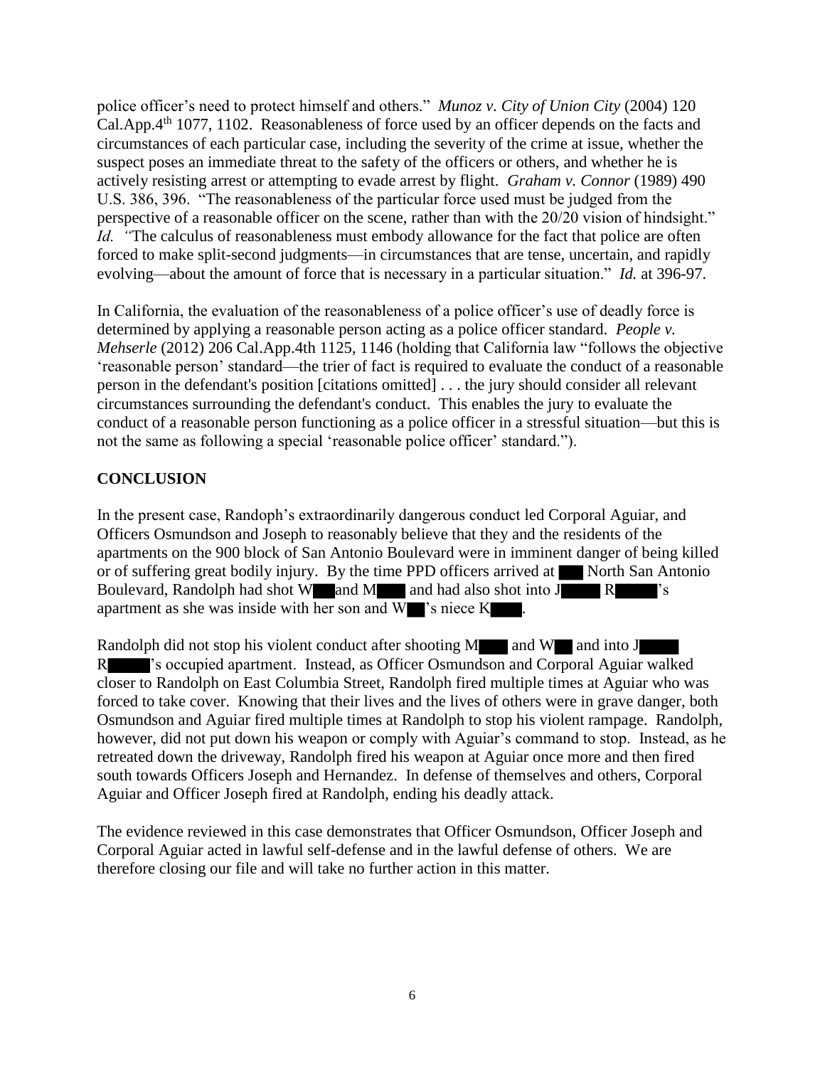police officer's need to protect himself and others." *Munoz v. City of Union City* (2004) 120 Cal.App.4th 1077, 1102. Reasonableness of force used by an officer depends on the facts and circumstances of each particular case, including the severity of the crime at issue, whether the suspect poses an immediate threat to the safety of the officers or others, and whether he is actively resisting arrest or attempting to evade arrest by flight. *Graham v. Connor* (1989) 490 U.S. 386, 396. "The reasonableness of the particular force used must be judged from the perspective of a reasonable officer on the scene, rather than with the 20/20 vision of hindsight." *Id.* "The calculus of reasonableness must embody allowance for the fact that police are often forced to make split-second judgments—in circumstances that are tense, uncertain, and rapidly evolving—about the amount of force that is necessary in a particular situation." *Id.* at 396-97.

In California, the evaluation of the reasonableness of a police officer's use of deadly force is determined by applying a reasonable person acting as a police officer standard. *People v. Mehserle* (2012) 206 Cal.App.4th 1125, 1146 (holding that California law "follows the objective 'reasonable person' standard—the trier of fact is required to evaluate the conduct of a reasonable person in the defendant's position [citations omitted] . . . the jury should consider all relevant circumstances surrounding the defendant's conduct. This enables the jury to evaluate the conduct of a reasonable person functioning as a police officer in a stressful situation—but this is not the same as following a special 'reasonable police officer' standard.").

## CONCLUSION

In the present case, Randoph's extraordinarily dangerous conduct led Corporal Aguiar, and Officers Osmundson and Joseph to reasonably believe that they and the residents of the apartments on the 900 block of San Antonio Boulevard were in imminent danger of being killed or of suffering great bodily injury. By the time PPD officers arrived at ███ North San Antonio Boulevard, Randolph had shot W██ and M███ and had also shot into J████ R████'s apartment as she was inside with her son and W██'s niece K███.

Randolph did not stop his violent conduct after shooting M███ and W██ and into J████ R████'s occupied apartment. Instead, as Officer Osmundson and Corporal Aguiar walked closer to Randolph on East Columbia Street, Randolph fired multiple times at Aguiar who was forced to take cover. Knowing that their lives and the lives of others were in grave danger, both Osmundson and Aguiar fired multiple times at Randolph to stop his violent rampage. Randolph, however, did not put down his weapon or comply with Aguiar's command to stop. Instead, as he retreated down the driveway, Randolph fired his weapon at Aguiar once more and then fired south towards Officers Joseph and Hernandez. In defense of themselves and others, Corporal Aguiar and Officer Joseph fired at Randolph, ending his deadly attack.

The evidence reviewed in this case demonstrates that Officer Osmundson, Officer Joseph and Corporal Aguiar acted in lawful self-defense and in the lawful defense of others. We are therefore closing our file and will take no further action in this matter.